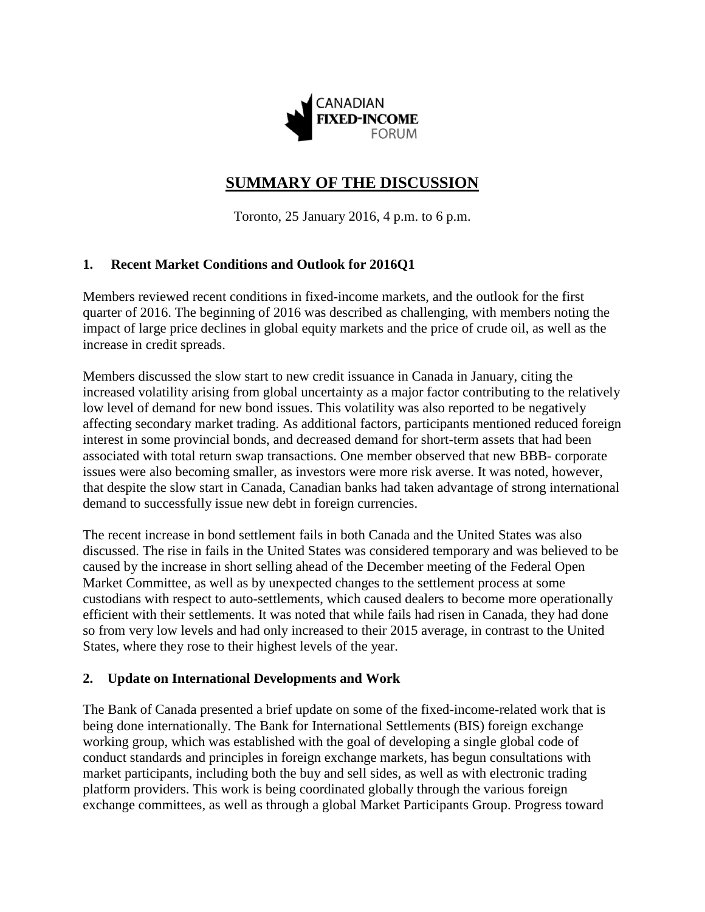CANADIAN FIXED-INCOME FORUM

# SUMMARY OF THE DISCUSSION

Toronto, 25 January 2016, 4 p.m. to 6 p.m.

## 1. Recent Market Conditions and Outlook for 2016Q1

Members reviewed recent conditions in fixed-income markets, and the outlook for the first quarter of 2016. The beginning of 2016 was described as challenging, with members noting the impact of large price declines in global equity markets and the price of crude oil, as well as the increase in credit spreads.

Members discussed the slow start to new credit issuance in Canada in January, citing the increased volatility arising from global uncertainty as a major factor contributing to the relatively low level of demand for new bond issues. This volatility was also reported to be negatively affecting secondary market trading. As additional factors, participants mentioned reduced foreign interest in some provincial bonds, and decreased demand for short-term assets that had been associated with total return swap transactions. One member observed that new BBB- corporate issues were also becoming smaller, as investors were more risk averse. It was noted, however, that despite the slow start in Canada, Canadian banks had taken advantage of strong international demand to successfully issue new debt in foreign currencies.

The recent increase in bond settlement fails in both Canada and the United States was also discussed. The rise in fails in the United States was considered temporary and was believed to be caused by the increase in short selling ahead of the December meeting of the Federal Open Market Committee, as well as by unexpected changes to the settlement process at some custodians with respect to auto-settlements, which caused dealers to become more operationally efficient with their settlements. It was noted that while fails had risen in Canada, they had done so from very low levels and had only increased to their 2015 average, in contrast to the United States, where they rose to their highest levels of the year.

## 2. Update on International Developments and Work

The Bank of Canada presented a brief update on some of the fixed-income-related work that is being done internationally. The Bank for International Settlements (BIS) foreign exchange working group, which was established with the goal of developing a single global code of conduct standards and principles in foreign exchange markets, has begun consultations with market participants, including both the buy and sell sides, as well as with electronic trading platform providers. This work is being coordinated globally through the various foreign exchange committees, as well as through a global Market Participants Group. Progress toward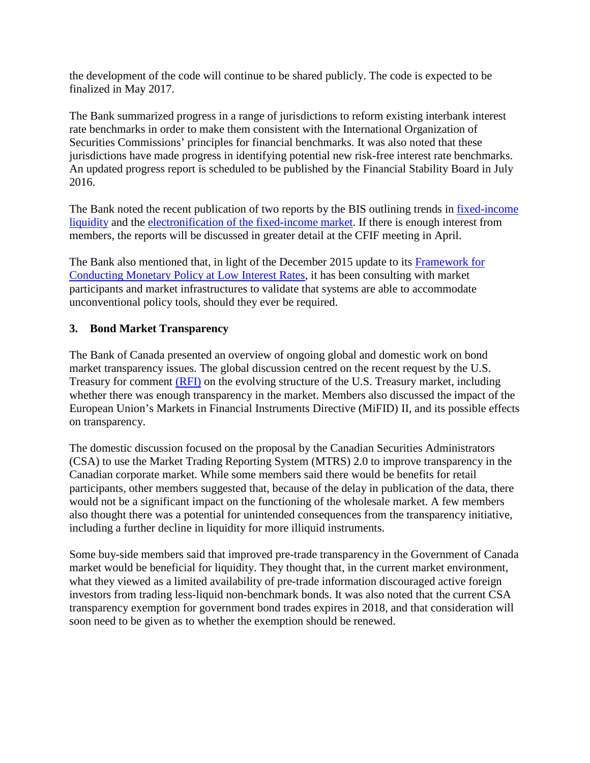the development of the code will continue to be shared publicly. The code is expected to be finalized in May 2017.

The Bank summarized progress in a range of jurisdictions to reform existing interbank interest rate benchmarks in order to make them consistent with the International Organization of Securities Commissions' principles for financial benchmarks. It was also noted that these jurisdictions have made progress in identifying potential new risk-free interest rate benchmarks. An updated progress report is scheduled to be published by the Financial Stability Board in July 2016.

The Bank noted the recent publication of two reports by the BIS outlining trends in fixed-income liquidity and the electronification of the fixed-income market. If there is enough interest from members, the reports will be discussed in greater detail at the CFIF meeting in April.

The Bank also mentioned that, in light of the December 2015 update to its Framework for Conducting Monetary Policy at Low Interest Rates, it has been consulting with market participants and market infrastructures to validate that systems are able to accommodate unconventional policy tools, should they ever be required.

### 3. Bond Market Transparency

The Bank of Canada presented an overview of ongoing global and domestic work on bond market transparency issues. The global discussion centred on the recent request by the U.S. Treasury for comment (RFI) on the evolving structure of the U.S. Treasury market, including whether there was enough transparency in the market. Members also discussed the impact of the European Union's Markets in Financial Instruments Directive (MiFID) II, and its possible effects on transparency.

The domestic discussion focused on the proposal by the Canadian Securities Administrators (CSA) to use the Market Trading Reporting System (MTRS) 2.0 to improve transparency in the Canadian corporate market. While some members said there would be benefits for retail participants, other members suggested that, because of the delay in publication of the data, there would not be a significant impact on the functioning of the wholesale market. A few members also thought there was a potential for unintended consequences from the transparency initiative, including a further decline in liquidity for more illiquid instruments.

Some buy-side members said that improved pre-trade transparency in the Government of Canada market would be beneficial for liquidity. They thought that, in the current market environment, what they viewed as a limited availability of pre-trade information discouraged active foreign investors from trading less-liquid non-benchmark bonds. It was also noted that the current CSA transparency exemption for government bond trades expires in 2018, and that consideration will soon need to be given as to whether the exemption should be renewed.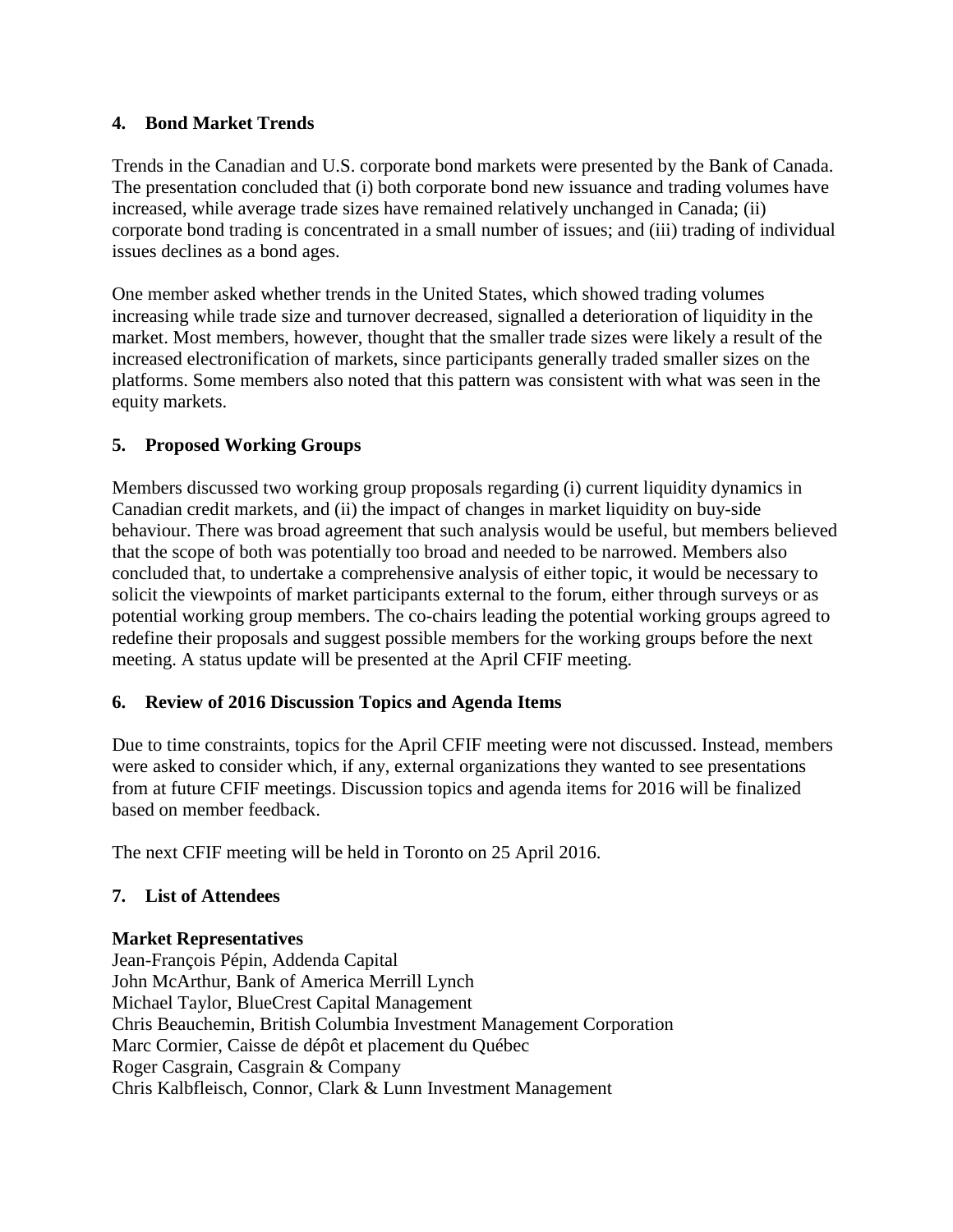## 4. Bond Market Trends

Trends in the Canadian and U.S. corporate bond markets were presented by the Bank of Canada. The presentation concluded that (i) both corporate bond new issuance and trading volumes have increased, while average trade sizes have remained relatively unchanged in Canada; (ii) corporate bond trading is concentrated in a small number of issues; and (iii) trading of individual issues declines as a bond ages.

One member asked whether trends in the United States, which showed trading volumes increasing while trade size and turnover decreased, signalled a deterioration of liquidity in the market. Most members, however, thought that the smaller trade sizes were likely a result of the increased electronification of markets, since participants generally traded smaller sizes on the platforms. Some members also noted that this pattern was consistent with what was seen in the equity markets.

## 5. Proposed Working Groups

Members discussed two working group proposals regarding (i) current liquidity dynamics in Canadian credit markets, and (ii) the impact of changes in market liquidity on buy-side behaviour. There was broad agreement that such analysis would be useful, but members believed that the scope of both was potentially too broad and needed to be narrowed. Members also concluded that, to undertake a comprehensive analysis of either topic, it would be necessary to solicit the viewpoints of market participants external to the forum, either through surveys or as potential working group members. The co-chairs leading the potential working groups agreed to redefine their proposals and suggest possible members for the working groups before the next meeting. A status update will be presented at the April CFIF meeting.

## 6. Review of 2016 Discussion Topics and Agenda Items

Due to time constraints, topics for the April CFIF meeting were not discussed. Instead, members were asked to consider which, if any, external organizations they wanted to see presentations from at future CFIF meetings. Discussion topics and agenda items for 2016 will be finalized based on member feedback.

The next CFIF meeting will be held in Toronto on 25 April 2016.

## 7. List of Attendees

**Market Representatives**

Jean-François Pépin, Addenda Capital
John McArthur, Bank of America Merrill Lynch
Michael Taylor, BlueCrest Capital Management
Chris Beauchemin, British Columbia Investment Management Corporation
Marc Cormier, Caisse de dépôt et placement du Québec
Roger Casgrain, Casgrain & Company
Chris Kalbfleisch, Connor, Clark & Lunn Investment Management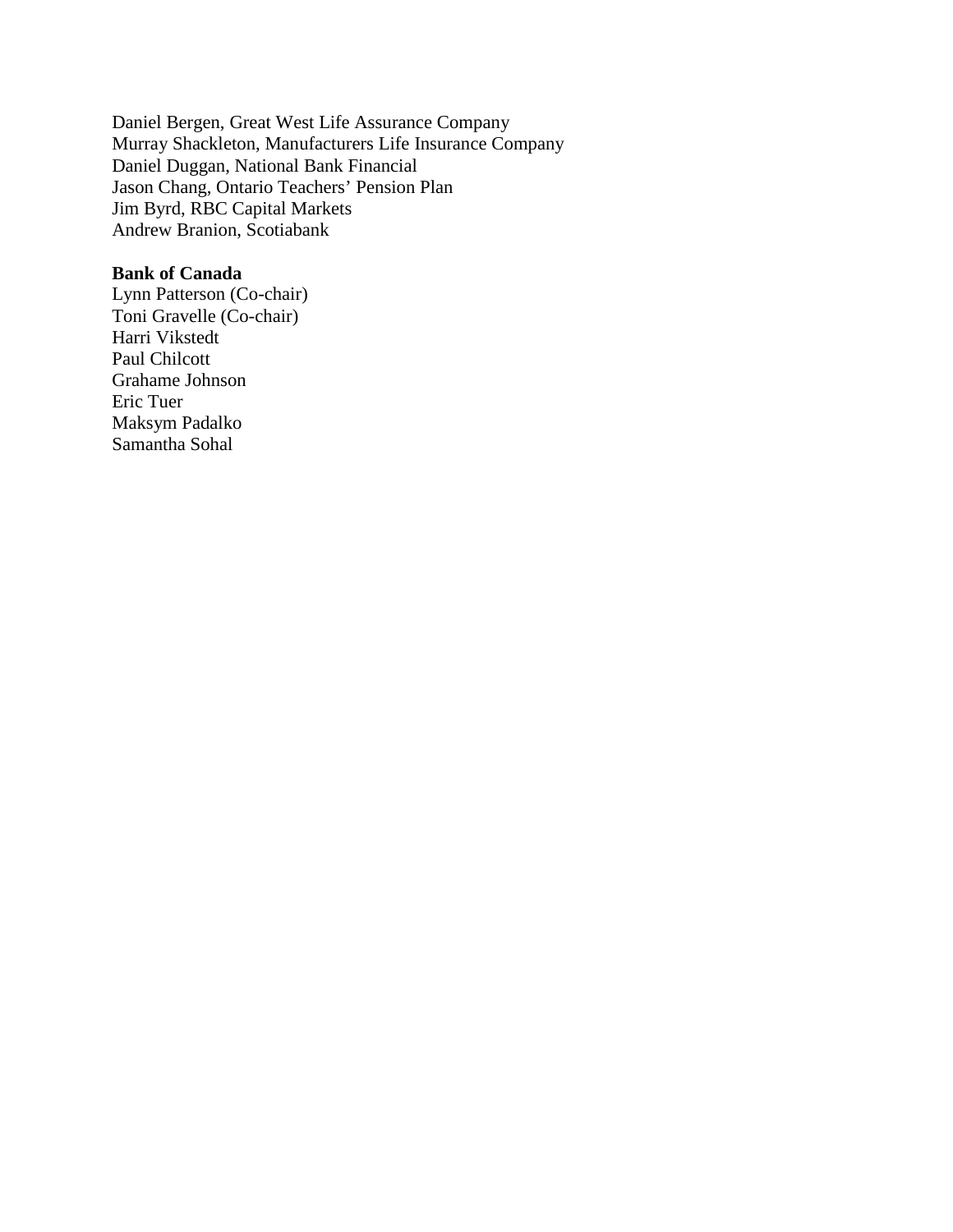Daniel Bergen, Great West Life Assurance Company
Murray Shackleton, Manufacturers Life Insurance Company
Daniel Duggan, National Bank Financial
Jason Chang, Ontario Teachers' Pension Plan
Jim Byrd, RBC Capital Markets
Andrew Branion, Scotiabank

**Bank of Canada**
Lynn Patterson (Co-chair)
Toni Gravelle (Co-chair)
Harri Vikstedt
Paul Chilcott
Grahame Johnson
Eric Tuer
Maksym Padalko
Samantha Sohal